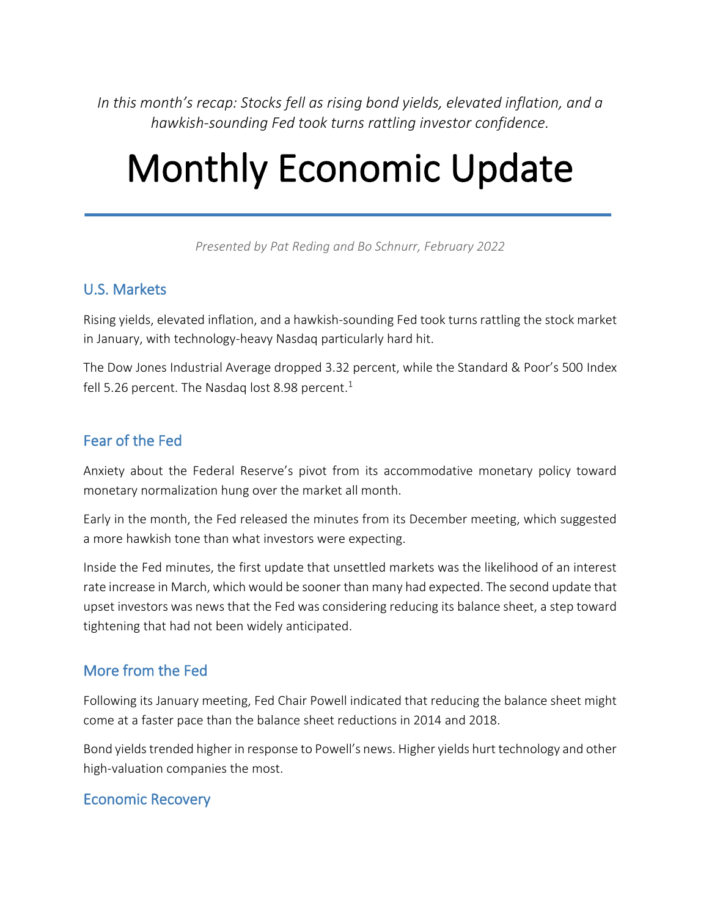*In this month's recap: Stocks fell as rising bond yields, elevated inflation, and a hawkish-sounding Fed took turns rattling investor confidence.*

# Monthly Economic Update

*Presented by Pat Reding and Bo Schnurr, February 2022*

## U.S. Markets

Rising yields, elevated inflation, and a hawkish-sounding Fed took turns rattling the stock market in January, with technology-heavy Nasdaq particularly hard hit.

The Dow Jones Industrial Average dropped 3.32 percent, while the Standard & Poor's 500 Index fell 5.26 percent. The Nasdaq lost 8.98 percent.[1]

## Fear of the Fed

Anxiety about the Federal Reserve's pivot from its accommodative monetary policy toward monetary normalization hung over the market all month.

Early in the month, the Fed released the minutes from its December meeting, which suggested a more hawkish tone than what investors were expecting.

Inside the Fed minutes, the first update that unsettled markets was the likelihood of an interest rate increase in March, which would be sooner than many had expected. The second update that upset investors was news that the Fed was considering reducing its balance sheet, a step toward tightening that had not been widely anticipated.

## More from the Fed

Following its January meeting, Fed Chair Powell indicated that reducing the balance sheet might come at a faster pace than the balance sheet reductions in 2014 and 2018.

Bond yields trended higher in response to Powell's news. Higher yields hurt technology and other high-valuation companies the most.

## Economic Recovery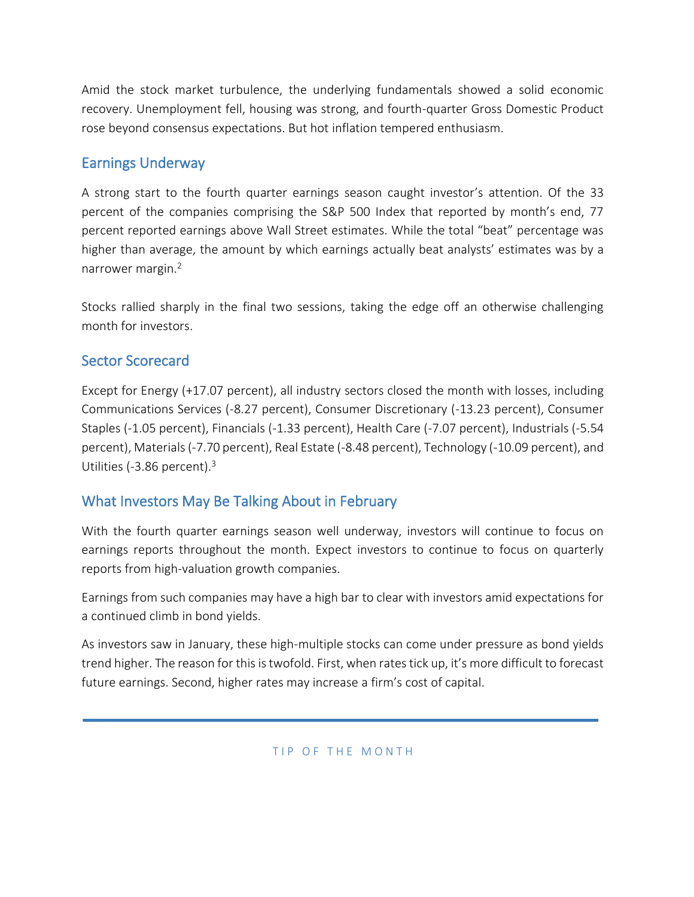Amid the stock market turbulence, the underlying fundamentals showed a solid economic recovery. Unemployment fell, housing was strong, and fourth-quarter Gross Domestic Product rose beyond consensus expectations. But hot inflation tempered enthusiasm.

## Earnings Underway

A strong start to the fourth quarter earnings season caught investor's attention. Of the 33 percent of the companies comprising the S&P 500 Index that reported by month's end, 77 percent reported earnings above Wall Street estimates. While the total "beat" percentage was higher than average, the amount by which earnings actually beat analysts' estimates was by a narrower margin.[2]

Stocks rallied sharply in the final two sessions, taking the edge off an otherwise challenging month for investors.

## Sector Scorecard

Except for Energy (+17.07 percent), all industry sectors closed the month with losses, including Communications Services (-8.27 percent), Consumer Discretionary (-13.23 percent), Consumer Staples (-1.05 percent), Financials (-1.33 percent), Health Care (-7.07 percent), Industrials (-5.54 percent), Materials (-7.70 percent), Real Estate (-8.48 percent), Technology (-10.09 percent), and Utilities (-3.86 percent).[3]

## What Investors May Be Talking About in February

With the fourth quarter earnings season well underway, investors will continue to focus on earnings reports throughout the month. Expect investors to continue to focus on quarterly reports from high-valuation growth companies.

Earnings from such companies may have a high bar to clear with investors amid expectations for a continued climb in bond yields.

As investors saw in January, these high-multiple stocks can come under pressure as bond yields trend higher. The reason for this is twofold. First, when rates tick up, it's more difficult to forecast future earnings. Second, higher rates may increase a firm's cost of capital.

---

TIP OF THE MONTH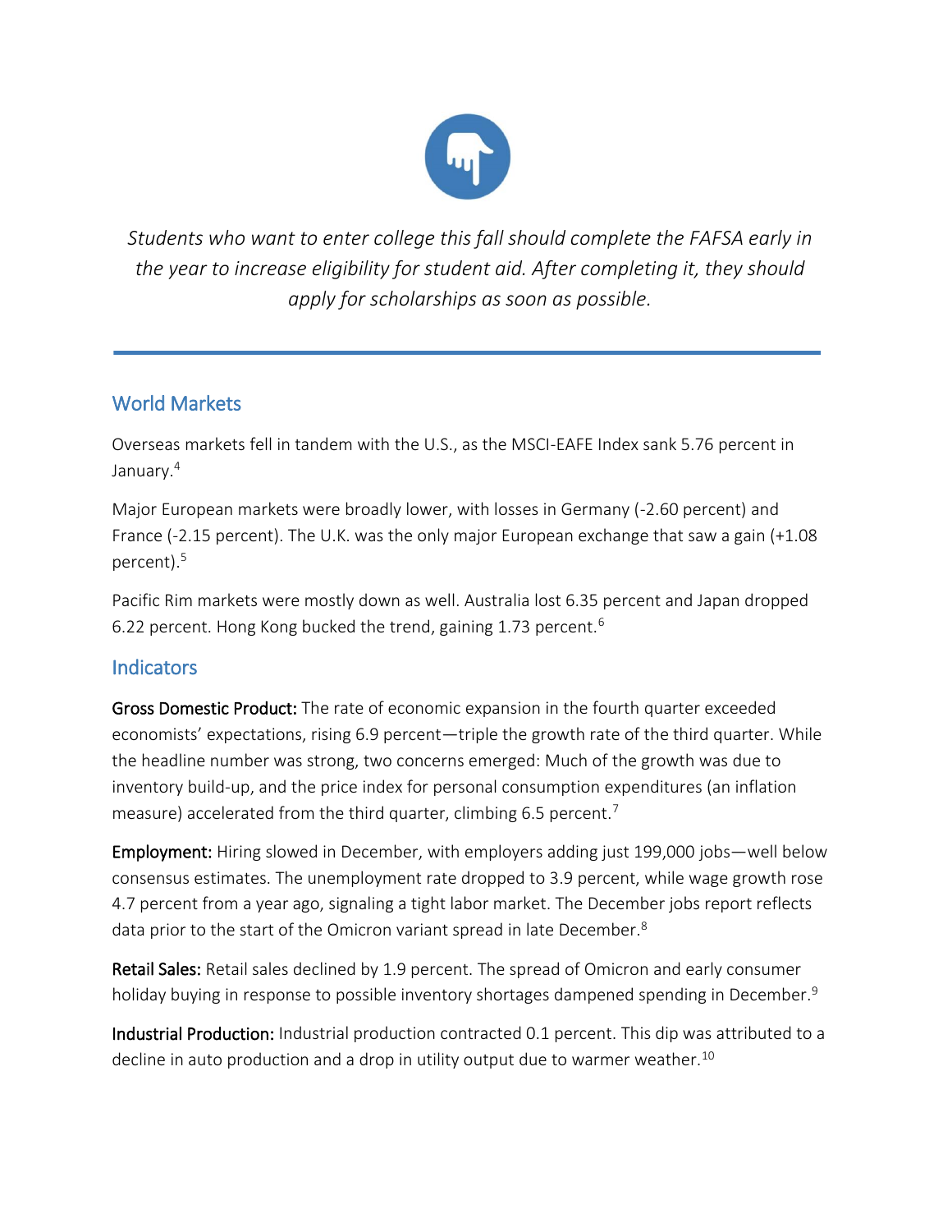*Students who want to enter college this fall should complete the FAFSA early in the year to increase eligibility for student aid. After completing it, they should apply for scholarships as soon as possible.*

---

## World Markets

Overseas markets fell in tandem with the U.S., as the MSCI-EAFE Index sank 5.76 percent in January.[4]

Major European markets were broadly lower, with losses in Germany (-2.60 percent) and France (-2.15 percent). The U.K. was the only major European exchange that saw a gain (+1.08 percent).[5]

Pacific Rim markets were mostly down as well. Australia lost 6.35 percent and Japan dropped 6.22 percent. Hong Kong bucked the trend, gaining 1.73 percent.[6]

## Indicators

**Gross Domestic Product:** The rate of economic expansion in the fourth quarter exceeded economists' expectations, rising 6.9 percent—triple the growth rate of the third quarter. While the headline number was strong, two concerns emerged: Much of the growth was due to inventory build-up, and the price index for personal consumption expenditures (an inflation measure) accelerated from the third quarter, climbing 6.5 percent.[7]

**Employment:** Hiring slowed in December, with employers adding just 199,000 jobs—well below consensus estimates. The unemployment rate dropped to 3.9 percent, while wage growth rose 4.7 percent from a year ago, signaling a tight labor market. The December jobs report reflects data prior to the start of the Omicron variant spread in late December.[8]

**Retail Sales:** Retail sales declined by 1.9 percent. The spread of Omicron and early consumer holiday buying in response to possible inventory shortages dampened spending in December.[9]

**Industrial Production:** Industrial production contracted 0.1 percent. This dip was attributed to a decline in auto production and a drop in utility output due to warmer weather.[10]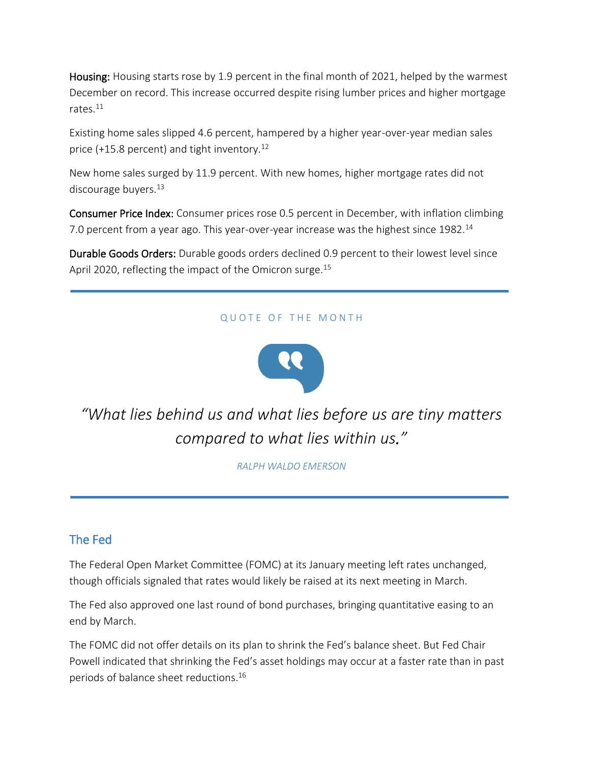**Housing:** Housing starts rose by 1.9 percent in the final month of 2021, helped by the warmest December on record. This increase occurred despite rising lumber prices and higher mortgage rates.[11]

Existing home sales slipped 4.6 percent, hampered by a higher year-over-year median sales price (+15.8 percent) and tight inventory.[12]

New home sales surged by 11.9 percent. With new homes, higher mortgage rates did not discourage buyers.[13]

**Consumer Price Index:** Consumer prices rose 0.5 percent in December, with inflation climbing 7.0 percent from a year ago. This year-over-year increase was the highest since 1982.[14]

**Durable Goods Orders:** Durable goods orders declined 0.9 percent to their lowest level since April 2020, reflecting the impact of the Omicron surge.[15]

---

QUOTE OF THE MONTH

*"What lies behind us and what lies before us are tiny matters compared to what lies within us."*

*RALPH WALDO EMERSON*

---

## The Fed

The Federal Open Market Committee (FOMC) at its January meeting left rates unchanged, though officials signaled that rates would likely be raised at its next meeting in March.

The Fed also approved one last round of bond purchases, bringing quantitative easing to an end by March.

The FOMC did not offer details on its plan to shrink the Fed's balance sheet. But Fed Chair Powell indicated that shrinking the Fed's asset holdings may occur at a faster rate than in past periods of balance sheet reductions.[16]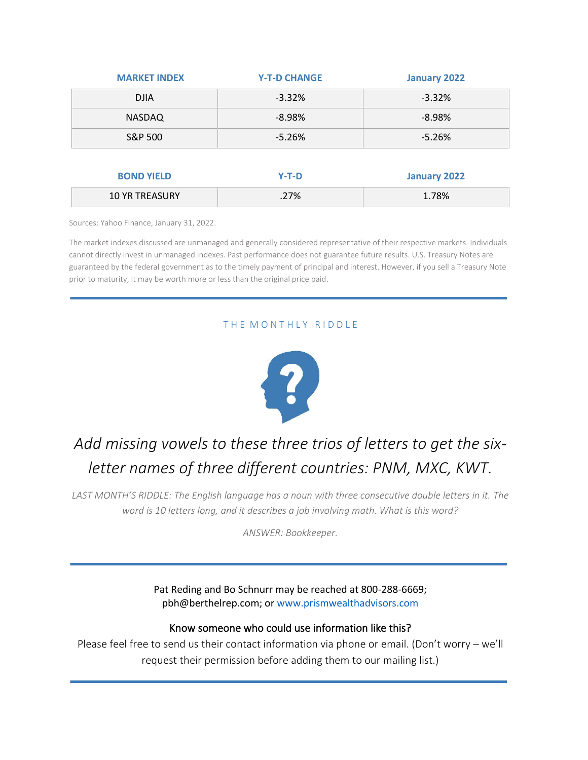| MARKET INDEX | Y-T-D CHANGE | January 2022 |
|---|---|---|
| DJIA | -3.32% | -3.32% |
| NASDAQ | -8.98% | -8.98% |
| S&P 500 | -5.26% | -5.26% |

| BOND YIELD | Y-T-D | January 2022 |
|---|---|---|
| 10 YR TREASURY | .27% | 1.78% |

Sources: Yahoo Finance, January 31, 2022.

The market indexes discussed are unmanaged and generally considered representative of their respective markets. Individuals cannot directly invest in unmanaged indexes. Past performance does not guarantee future results. U.S. Treasury Notes are guaranteed by the federal government as to the timely payment of principal and interest. However, if you sell a Treasury Note prior to maturity, it may be worth more or less than the original price paid.

## THE MONTHLY RIDDLE

*Add missing vowels to these three trios of letters to get the six-letter names of three different countries: PNM, MXC, KWT.*

*LAST MONTH'S RIDDLE: The English language has a noun with three consecutive double letters in it. The word is 10 letters long, and it describes a job involving math. What is this word?*

*ANSWER: Bookkeeper.*

Pat Reding and Bo Schnurr may be reached at 800-288-6669; pbh@berthelrep.com; or www.prismwealthadvisors.com

Know someone who could use information like this?

Please feel free to send us their contact information via phone or email. (Don't worry – we'll request their permission before adding them to our mailing list.)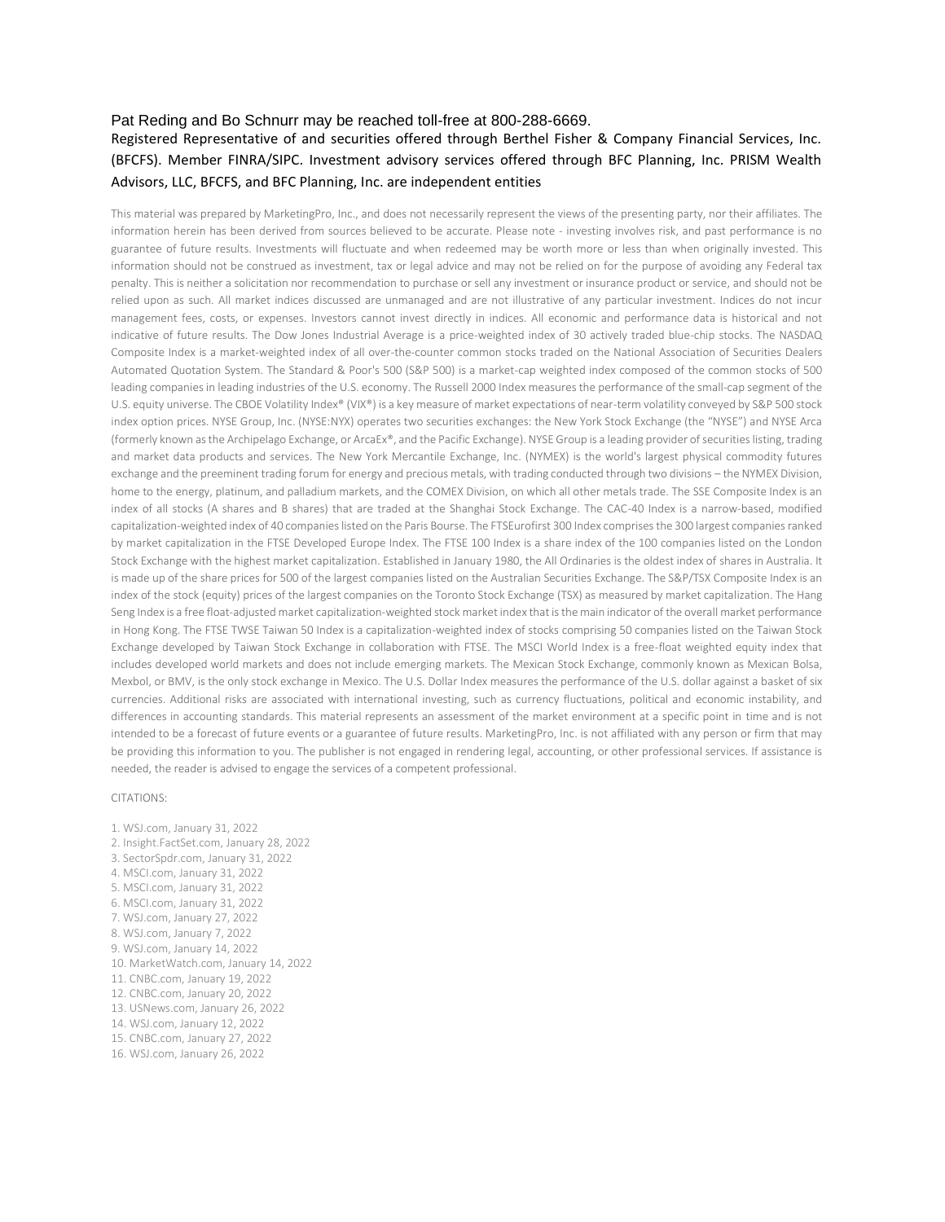Pat Reding and Bo Schnurr may be reached toll-free at 800-288-6669.

Registered Representative of and securities offered through Berthel Fisher & Company Financial Services, Inc. (BFCFS). Member FINRA/SIPC. Investment advisory services offered through BFC Planning, Inc. PRISM Wealth Advisors, LLC, BFCFS, and BFC Planning, Inc. are independent entities

This material was prepared by MarketingPro, Inc., and does not necessarily represent the views of the presenting party, nor their affiliates. The information herein has been derived from sources believed to be accurate. Please note - investing involves risk, and past performance is no guarantee of future results. Investments will fluctuate and when redeemed may be worth more or less than when originally invested. This information should not be construed as investment, tax or legal advice and may not be relied on for the purpose of avoiding any Federal tax penalty. This is neither a solicitation nor recommendation to purchase or sell any investment or insurance product or service, and should not be relied upon as such. All market indices discussed are unmanaged and are not illustrative of any particular investment. Indices do not incur management fees, costs, or expenses. Investors cannot invest directly in indices. All economic and performance data is historical and not indicative of future results. The Dow Jones Industrial Average is a price-weighted index of 30 actively traded blue-chip stocks. The NASDAQ Composite Index is a market-weighted index of all over-the-counter common stocks traded on the National Association of Securities Dealers Automated Quotation System. The Standard & Poor's 500 (S&P 500) is a market-cap weighted index composed of the common stocks of 500 leading companies in leading industries of the U.S. economy. The Russell 2000 Index measures the performance of the small-cap segment of the U.S. equity universe. The CBOE Volatility Index® (VIX®) is a key measure of market expectations of near-term volatility conveyed by S&P 500 stock index option prices. NYSE Group, Inc. (NYSE:NYX) operates two securities exchanges: the New York Stock Exchange (the "NYSE") and NYSE Arca (formerly known as the Archipelago Exchange, or ArcaEx®, and the Pacific Exchange). NYSE Group is a leading provider of securities listing, trading and market data products and services. The New York Mercantile Exchange, Inc. (NYMEX) is the world's largest physical commodity futures exchange and the preeminent trading forum for energy and precious metals, with trading conducted through two divisions – the NYMEX Division, home to the energy, platinum, and palladium markets, and the COMEX Division, on which all other metals trade. The SSE Composite Index is an index of all stocks (A shares and B shares) that are traded at the Shanghai Stock Exchange. The CAC-40 Index is a narrow-based, modified capitalization-weighted index of 40 companies listed on the Paris Bourse. The FTSEurofirst 300 Index comprises the 300 largest companies ranked by market capitalization in the FTSE Developed Europe Index. The FTSE 100 Index is a share index of the 100 companies listed on the London Stock Exchange with the highest market capitalization. Established in January 1980, the All Ordinaries is the oldest index of shares in Australia. It is made up of the share prices for 500 of the largest companies listed on the Australian Securities Exchange. The S&P/TSX Composite Index is an index of the stock (equity) prices of the largest companies on the Toronto Stock Exchange (TSX) as measured by market capitalization. The Hang Seng Index is a free float-adjusted market capitalization-weighted stock market index that is the main indicator of the overall market performance in Hong Kong. The FTSE TWSE Taiwan 50 Index is a capitalization-weighted index of stocks comprising 50 companies listed on the Taiwan Stock Exchange developed by Taiwan Stock Exchange in collaboration with FTSE. The MSCI World Index is a free-float weighted equity index that includes developed world markets and does not include emerging markets. The Mexican Stock Exchange, commonly known as Mexican Bolsa, Mexbol, or BMV, is the only stock exchange in Mexico. The U.S. Dollar Index measures the performance of the U.S. dollar against a basket of six currencies. Additional risks are associated with international investing, such as currency fluctuations, political and economic instability, and differences in accounting standards. This material represents an assessment of the market environment at a specific point in time and is not intended to be a forecast of future events or a guarantee of future results. MarketingPro, Inc. is not affiliated with any person or firm that may be providing this information to you. The publisher is not engaged in rendering legal, accounting, or other professional services. If assistance is needed, the reader is advised to engage the services of a competent professional.

CITATIONS:

1. WSJ.com, January 31, 2022
2. Insight.FactSet.com, January 28, 2022
3. SectorSpdr.com, January 31, 2022
4. MSCI.com, January 31, 2022
5. MSCI.com, January 31, 2022
6. MSCI.com, January 31, 2022
7. WSJ.com, January 27, 2022
8. WSJ.com, January 7, 2022
9. WSJ.com, January 14, 2022
10. MarketWatch.com, January 14, 2022
11. CNBC.com, January 19, 2022
12. CNBC.com, January 20, 2022
13. USNews.com, January 26, 2022
14. WSJ.com, January 12, 2022
15. CNBC.com, January 27, 2022
16. WSJ.com, January 26, 2022